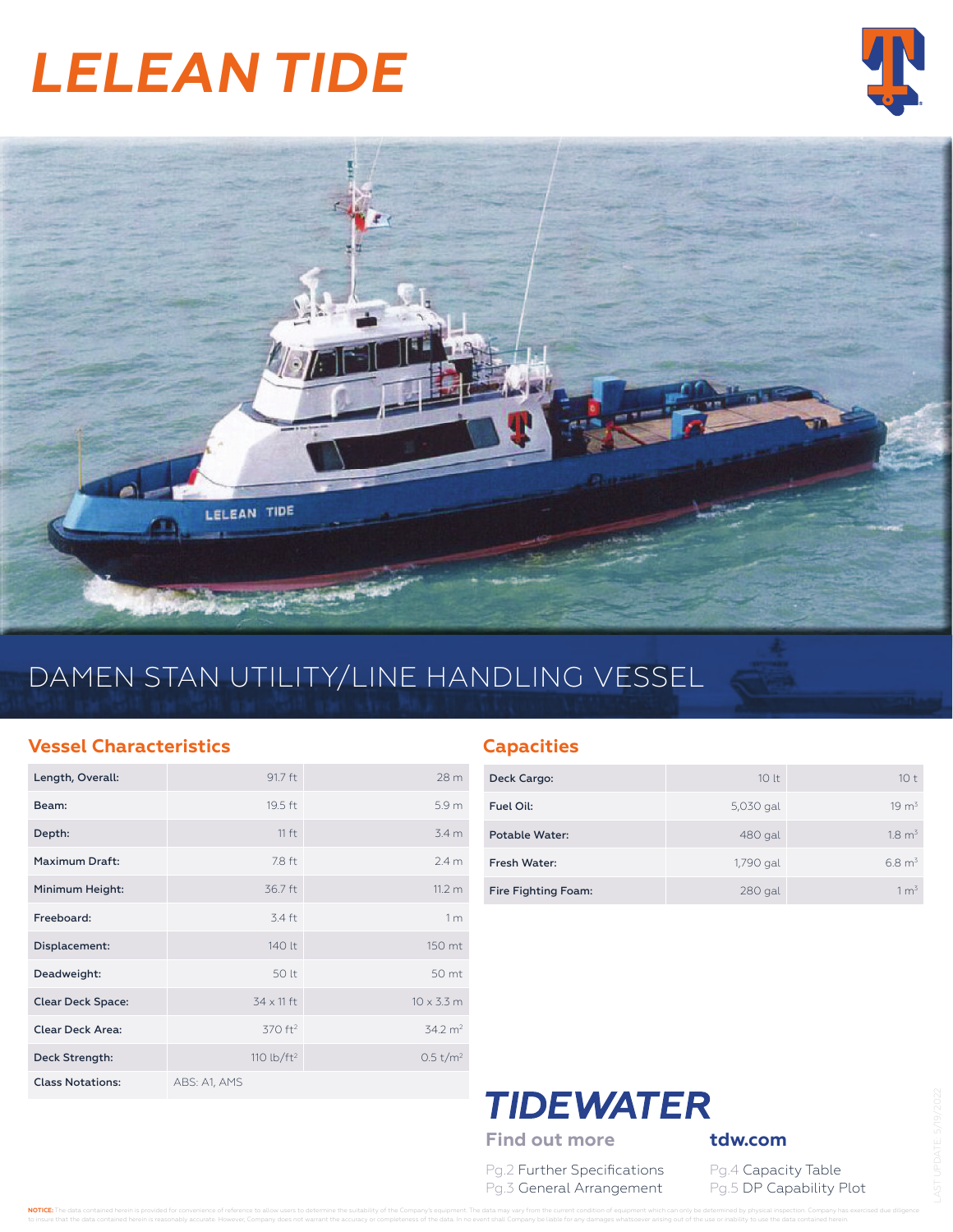# LELEAN TIDE

## DAMEN STAN UTILITY/LINE HANDLING VESSEL

### Vessel Characteristics

| | | |
|---|---|---|
| Length, Overall: | 91.7 ft | 28 m |
| Beam: | 19.5 ft | 5.9 m |
| Depth: | 11 ft | 3.4 m |
| Maximum Draft: | 7.8 ft | 2.4 m |
| Minimum Height: | 36.7 ft | 11.2 m |
| Freeboard: | 3.4 ft | 1 m |
| Displacement: | 140 lt | 150 mt |
| Deadweight: | 50 lt | 50 mt |
| Clear Deck Space: | 34 x 11 ft | 10 x 3.3 m |
| Clear Deck Area: | 370 ft$^2$ | 34.2 m$^2$ |
| Deck Strength: | 110 lb/ft$^2$ | 0.5 t/m$^2$ |
| Class Notations: | ABS: A1, AMS | |

### Capacities

| | | |
|---|---|---|
| Deck Cargo: | 10 lt | 10 t |
| Fuel Oil: | 5,030 gal | 19 m$^3$ |
| Potable Water: | 480 gal | 1.8 m$^3$ |
| Fresh Water: | 1,790 gal | 6.8 m$^3$ |
| Fire Fighting Foam: | 280 gal | 1 m$^3$ |

**TIDEWATER**

**Find out more** **tdw.com**

Pg.2 Further Specifications
Pg.3 General Arrangement
Pg.4 Capacity Table
Pg.5 DP Capability Plot

LAST UPDATE: 5/19/2022

**NOTICE:** The data contained herein is provided for convenience of reference to allow users to determine the suitability of the Company's equipment. The data may vary from the current condition of equipment which can only be determined by physical inspection. Company has exercised due diligence to insure that the data contained herein is reasonably accurate. However, Company does not warrant the accuracy or completeness of the data. In no event shall Company be liable for any damages whatsoever arising out of the use or inability to use the data contained herein.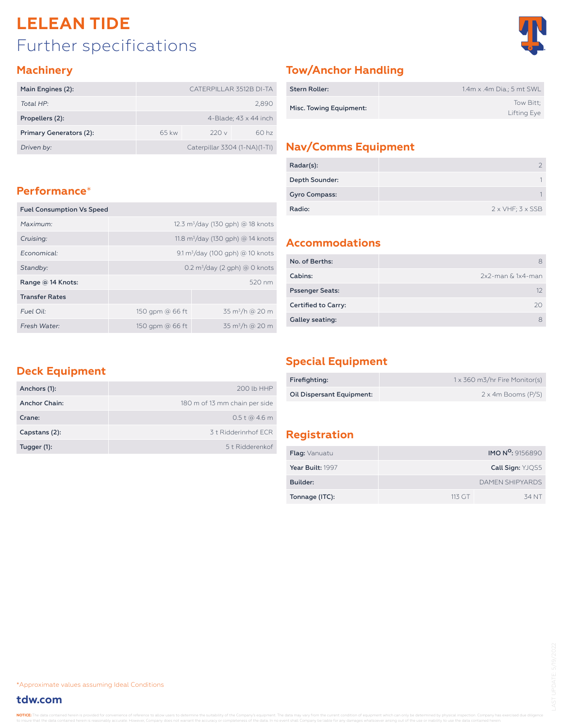# LELEAN TIDE

## Further specifications

### Machinery

| Main Engines (2): | CATERPILLAR 3512B DI-TA | | |
|---|---|---|---|
| *Total HP:* | 2,890 | | |
| Propellers (2): | 4-Blade; 43 x 44 inch | | |
| Primary Generators (2): | 65 kw | 220 v | 60 hz |
| *Driven by:* | Caterpillar 3304 (1-NA)(1-TI) | | |

### Performance*

| Fuel Consumption Vs Speed | | |
|---|---|---|
| *Maximum:* | 12.3 m³/day (130 gph) @ 18 knots | |
| *Cruising:* | 11.8 m³/day (130 gph) @ 14 knots | |
| *Economical:* | 9.1 m³/day (100 gph) @ 10 knots | |
| *Standby:* | 0.2 m³/day (2 gph) @ 0 knots | |
| Range @ 14 Knots: | 520 nm | |
| Transfer Rates | | |
| *Fuel Oil:* | 150 gpm @ 66 ft | 35 m³/h @ 20 m |
| *Fresh Water:* | 150 gpm @ 66 ft | 35 m³/h @ 20 m |

### Deck Equipment

| Anchors (1): | 200 lb HHP |
|---|---|
| Anchor Chain: | 180 m of 13 mm chain per side |
| Crane: | 0.5 t @ 4.6 m |
| Capstans (2): | 3 t Ridderinrhof ECR |
| Tugger (1): | 5 t Ridderenkof |

### Tow/Anchor Handling

| Stern Roller: | 1.4m x .4m Dia.; 5 mt SWL |
|---|---|
| Misc. Towing Equipment: | Tow Bitt; Lifting Eye |

### Nav/Comms Equipment

| Radar(s): | 2 |
|---|---|
| Depth Sounder: | 1 |
| Gyro Compass: | 1 |
| Radio: | 2 x VHF; 3 x SSB |

### Accommodations

| No. of Berths: | 8 |
|---|---|
| Cabins: | 2x2-man & 1x4-man |
| Pssenger Seats: | 12 |
| Certified to Carry: | 20 |
| Galley seating: | 8 |

### Special Equipment

| Firefighting: | 1 x 360 m3/hr Fire Monitor(s) |
|---|---|
| Oil Dispersant Equipment: | 2 x 4m Booms (P/S) |

### Registration

| Flag: Vanuatu | IMO Nº: 9156890 | |
|---|---|---|
| Year Built: 1997 | Call Sign: YJQS5 | |
| Builder: | DAMEN SHIPYARDS | |
| Tonnage (ITC): | 113 GT | 34 NT |

*Approximate values assuming Ideal Conditions

tdw.com

LAST UPDATE: 5/19/2022

**NOTICE:** The data contained herein is provided for convenience of reference to allow users to determine the suitability of the Company's equipment. The data may vary from the current condition of equipment which can only be determined by physical inspection. Company has exercised due diligence to insure that the data contained herein is reasonably accurate. However, Company does not warrant the accuracy or completeness of the data. In no event shall Company be liable for any damages whatsoever arising out of the use or inability to use the data contained herein.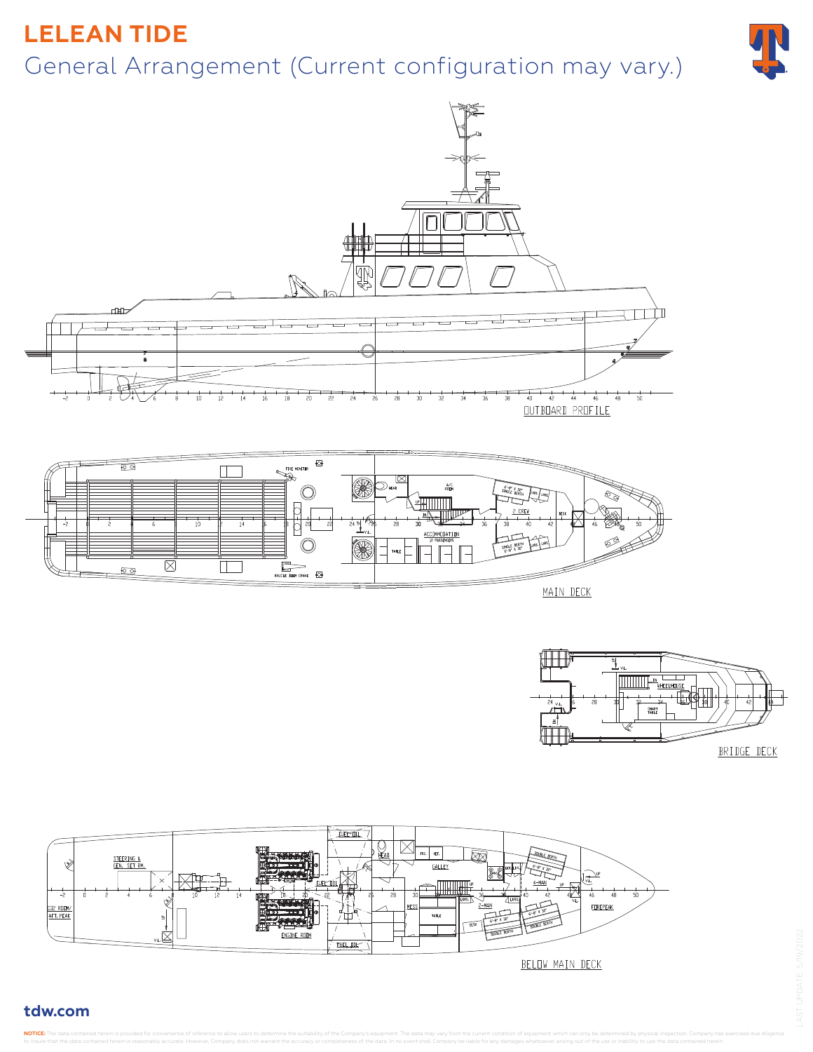# LELEAN TIDE

## General Arrangement (Current configuration may vary.)

OUTBOARD PROFILE

MAIN DECK

BRIDGE DECK

BELOW MAIN DECK

**tdw.com**

LAST UPDATE: 5/19/2022

**NOTICE:** The data contained herein is provided for convenience of reference to allow users to determine the suitability of the Company's equipment. The data may vary from the current condition of equipment which can only be determined by physical inspection. Company has exercised due diligence to insure that the data contained herein is reasonably accurate. However, Company does not warrant the accuracy or completeness of the data. In no event shall Company be liable for any damages whatsoever arising out of the use or inability to use the data contained herein.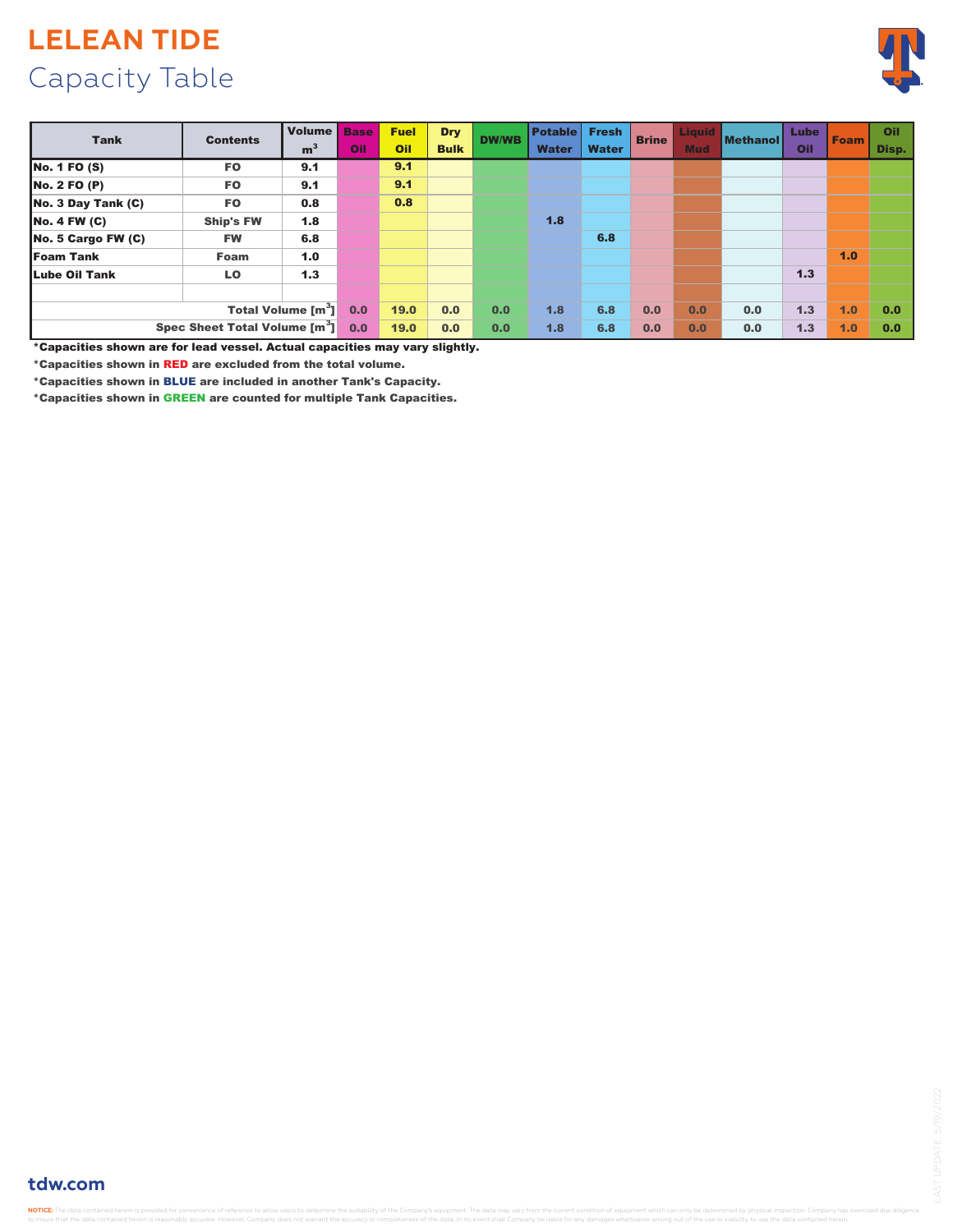# LELEAN TIDE

## Capacity Table

| Tank | Contents | Volume m³ | Base Oil | Fuel Oil | Dry Bulk | DW/WB | Potable Water | Fresh Water | Brine | Liquid Mud | Methanol | Lube Oil | Foam | Oil Disp. |
|---|---|---|---|---|---|---|---|---|---|---|---|---|---|---|
| No. 1 FO (S) | FO | 9.1 | | 9.1 | | | | | | | | | | |
| No. 2 FO (P) | FO | 9.1 | | 9.1 | | | | | | | | | | |
| No. 3 Day Tank (C) | FO | 0.8 | | 0.8 | | | | | | | | | | |
| No. 4 FW (C) | Ship's FW | 1.8 | | | | | 1.8 | | | | | | | |
| No. 5 Cargo FW (C) | FW | 6.8 | | | | | | 6.8 | | | | | | |
| Foam Tank | Foam | 1.0 | | | | | | | | | | | 1.0 | |
| Lube Oil Tank | LO | 1.3 | | | | | | | | | | 1.3 | | |
| | | | | | | | | | | | | | | |
| Total Volume [m³] | | | 0.0 | 19.0 | 0.0 | 0.0 | 1.8 | 6.8 | 0.0 | 0.0 | 0.0 | 1.3 | 1.0 | 0.0 |
| Spec Sheet Total Volume [m³] | | | 0.0 | 19.0 | 0.0 | 0.0 | 1.8 | 6.8 | 0.0 | 0.0 | 0.0 | 1.3 | 1.0 | 0.0 |

*Capacities shown are for lead vessel. Actual capacities may vary slightly.

*Capacities shown in RED are excluded from the total volume.

*Capacities shown in BLUE are included in another Tank's Capacity.

*Capacities shown in GREEN are counted for multiple Tank Capacities.

tdw.com

NOTICE: The data contained herein is provided for convenience of reference to allow users to determine the suitability of the Company's equipment. The data may vary from the current condition of equipment which can only be determined by physical inspection. Company has exercised due diligence to insure that the data contained herein is reasonably accurate. However, Company does not warrant the accuracy or completeness of the data. In no event shall Company be liable for any damages whatsoever arising out of the use or inability to use the data contained herein.

LAST UPDATE: 5/19/2022